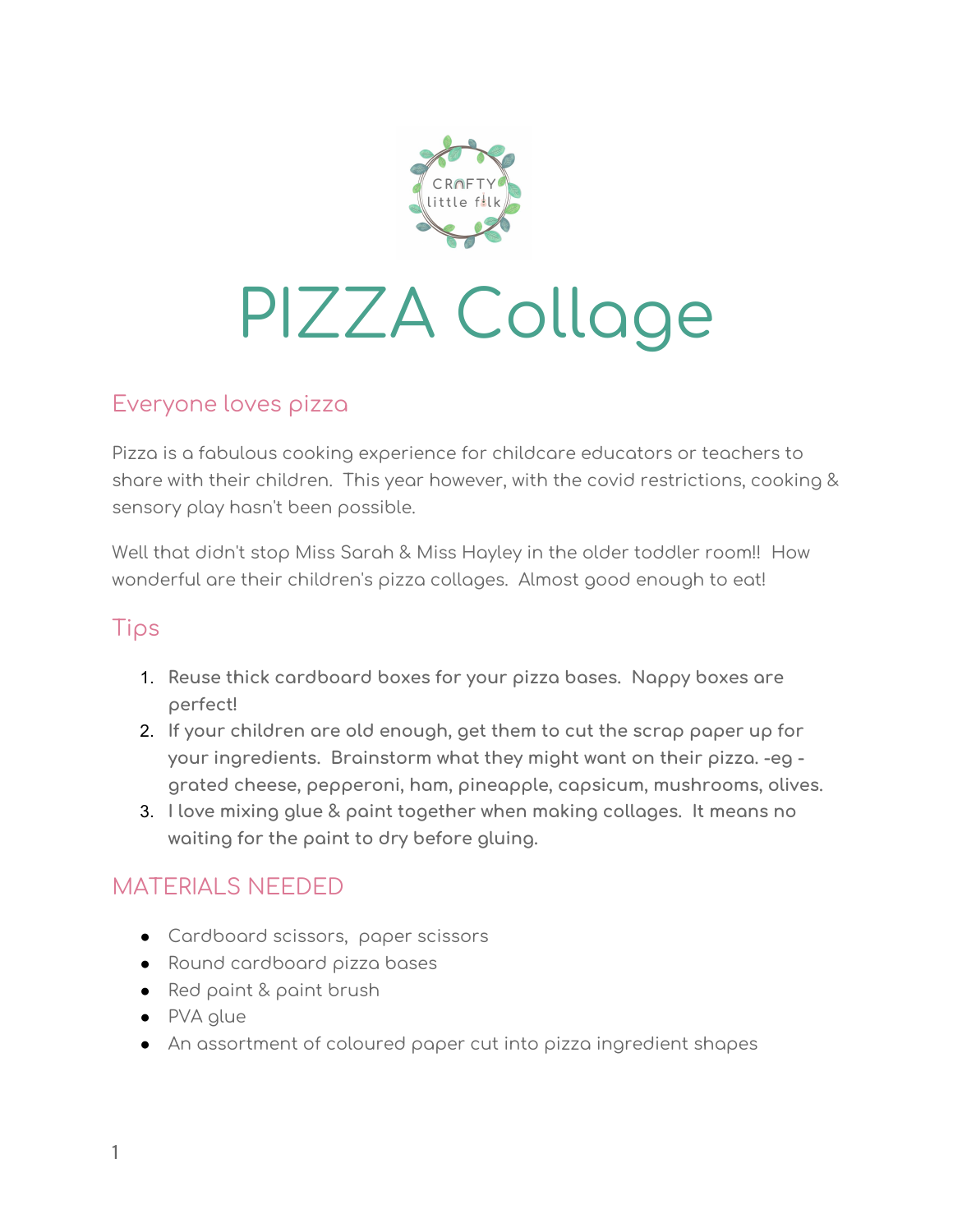# PIZZA Collage

## Everyone loves pizza

Pizza is a fabulous cooking experience for childcare educators or teachers to share with their children. This year however, with the covid restrictions, cooking & sensory play hasn't been possible.

Well that didn't stop Miss Sarah & Miss Hayley in the older toddler room!! How wonderful are their children's pizza collages. Almost good enough to eat!

## Tips

1. Reuse thick cardboard boxes for your pizza bases. Nappy boxes are perfect!
2. If your children are old enough, get them to cut the scrap paper up for your ingredients. Brainstorm what they might want on their pizza. -eg - grated cheese, pepperoni, ham, pineapple, capsicum, mushrooms, olives.
3. I love mixing glue & paint together when making collages. It means no waiting for the paint to dry before gluing.

## MATERIALS NEEDED

- Cardboard scissors, paper scissors
- Round cardboard pizza bases
- Red paint & paint brush
- PVA glue
- An assortment of coloured paper cut into pizza ingredient shapes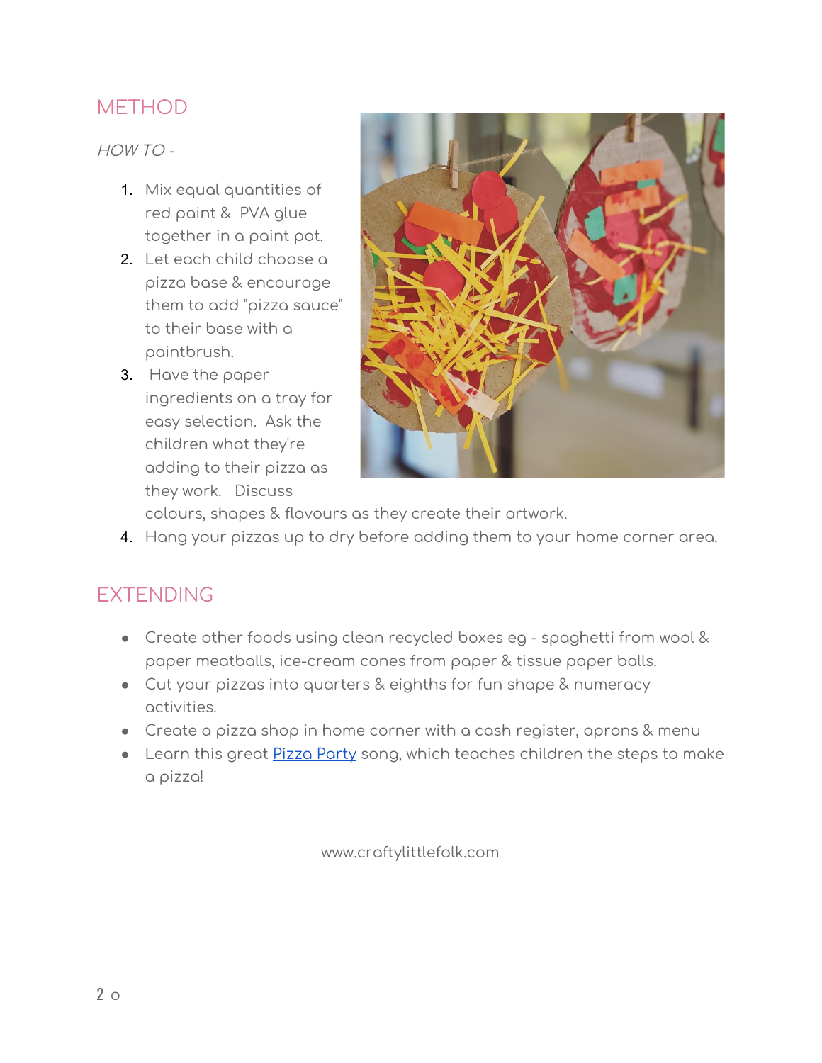## METHOD

*HOW TO -*

1. Mix equal quantities of red paint & PVA glue together in a paint pot.
2. Let each child choose a pizza base & encourage them to add "pizza sauce" to their base with a paintbrush.
3. Have the paper ingredients on a tray for easy selection. Ask the children what they're adding to their pizza as they work. Discuss colours, shapes & flavours as they create their artwork.
4. Hang your pizzas up to dry before adding them to your home corner area.

## EXTENDING

- Create other foods using clean recycled boxes eg - spaghetti from wool & paper meatballs, ice-cream cones from paper & tissue paper balls.
- Cut your pizzas into quarters & eighths for fun shape & numeracy activities.
- Create a pizza shop in home corner with a cash register, aprons & menu
- Learn this great Pizza Party song, which teaches children the steps to make a pizza!

www.craftylittlefolk.com